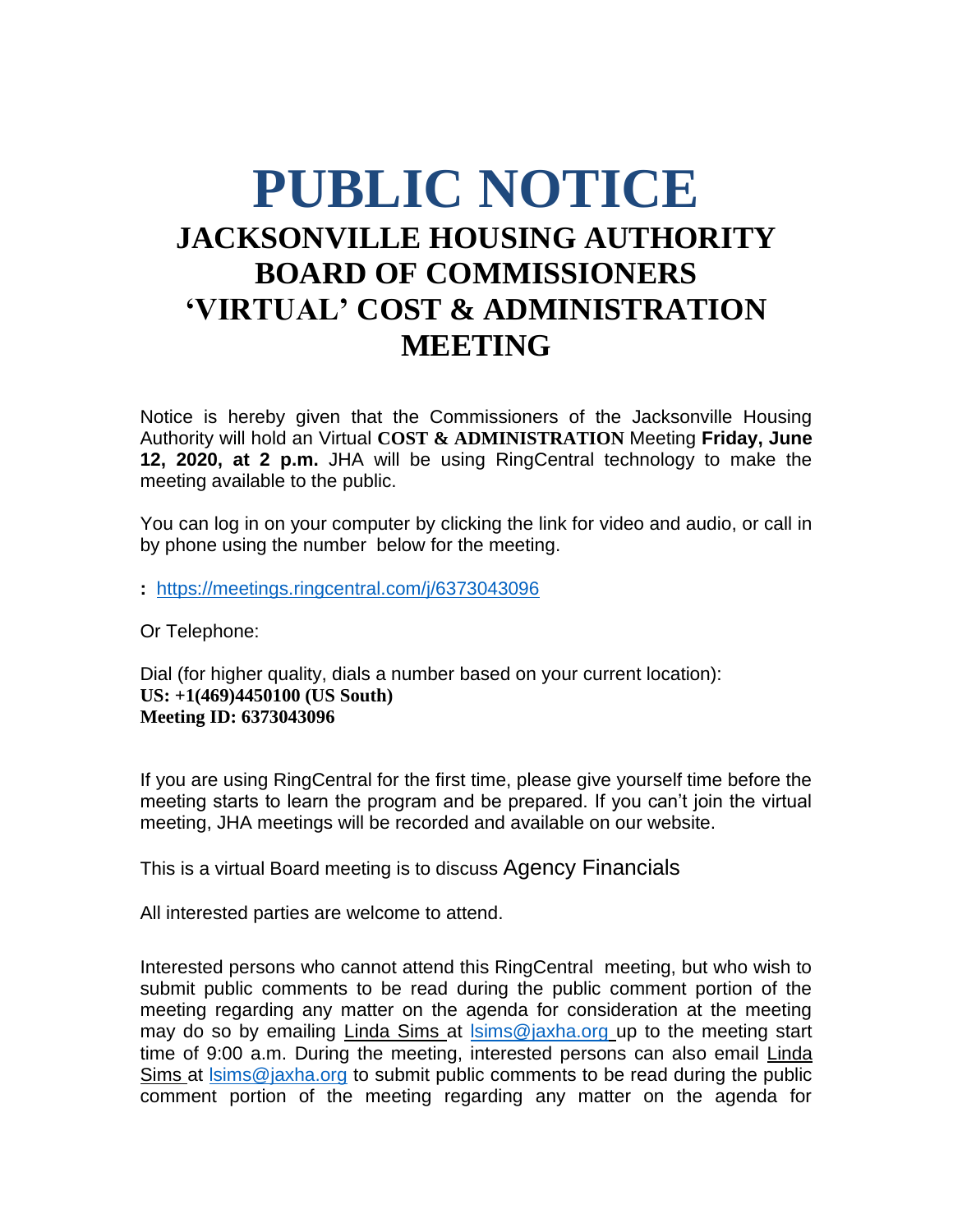# PUBLIC NOTICE

## JACKSONVILLE HOUSING AUTHORITY BOARD OF COMMISSIONERS 'VIRTUAL' COST & ADMINISTRATION MEETING

Notice is hereby given that the Commissioners of the Jacksonville Housing Authority will hold an Virtual **COST & ADMINISTRATION** Meeting **Friday, June 12, 2020, at 2 p.m.** JHA will be using RingCentral technology to make the meeting available to the public.

You can log in on your computer by clicking the link for video and audio, or call in by phone using the number below for the meeting.

**:** https://meetings.ringcentral.com/j/6373043096

Or Telephone:

Dial (for higher quality, dials a number based on your current location):
**US: +1(469)4450100 (US South)**
**Meeting ID: 6373043096**

If you are using RingCentral for the first time, please give yourself time before the meeting starts to learn the program and be prepared. If you can't join the virtual meeting, JHA meetings will be recorded and available on our website.

This is a virtual Board meeting is to discuss Agency Financials

All interested parties are welcome to attend.

Interested persons who cannot attend this RingCentral meeting, but who wish to submit public comments to be read during the public comment portion of the meeting regarding any matter on the agenda for consideration at the meeting may do so by emailing Linda Sims at lsims@jaxha.org up to the meeting start time of 9:00 a.m. During the meeting, interested persons can also email Linda Sims at lsims@jaxha.org to submit public comments to be read during the public comment portion of the meeting regarding any matter on the agenda for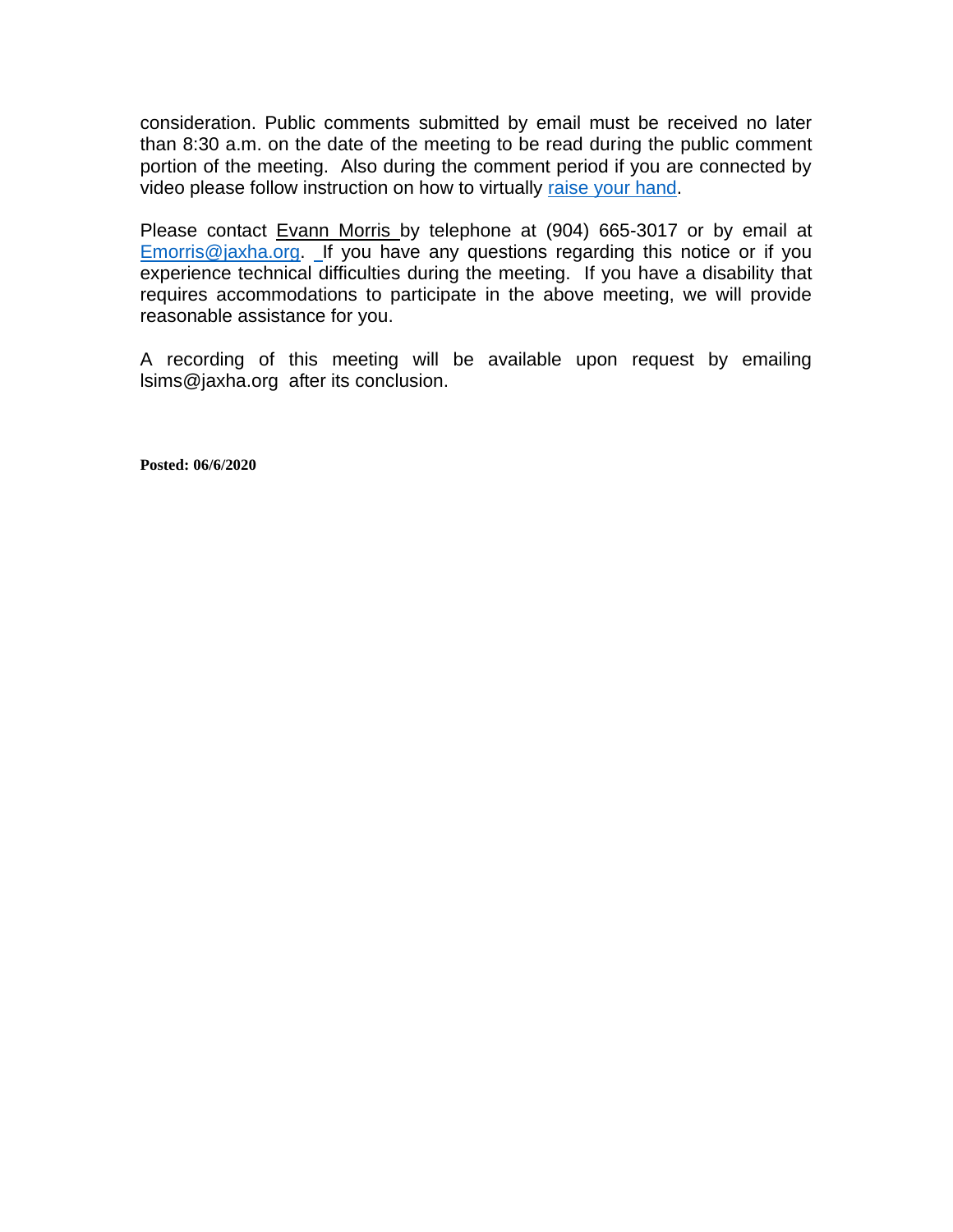consideration. Public comments submitted by email must be received no later than 8:30 a.m. on the date of the meeting to be read during the public comment portion of the meeting. Also during the comment period if you are connected by video please follow instruction on how to virtually raise your hand.

Please contact Evann Morris by telephone at (904) 665-3017 or by email at Emorris@jaxha.org. If you have any questions regarding this notice or if you experience technical difficulties during the meeting. If you have a disability that requires accommodations to participate in the above meeting, we will provide reasonable assistance for you.

A recording of this meeting will be available upon request by emailing lsims@jaxha.org after its conclusion.

**Posted: 06/6/2020**